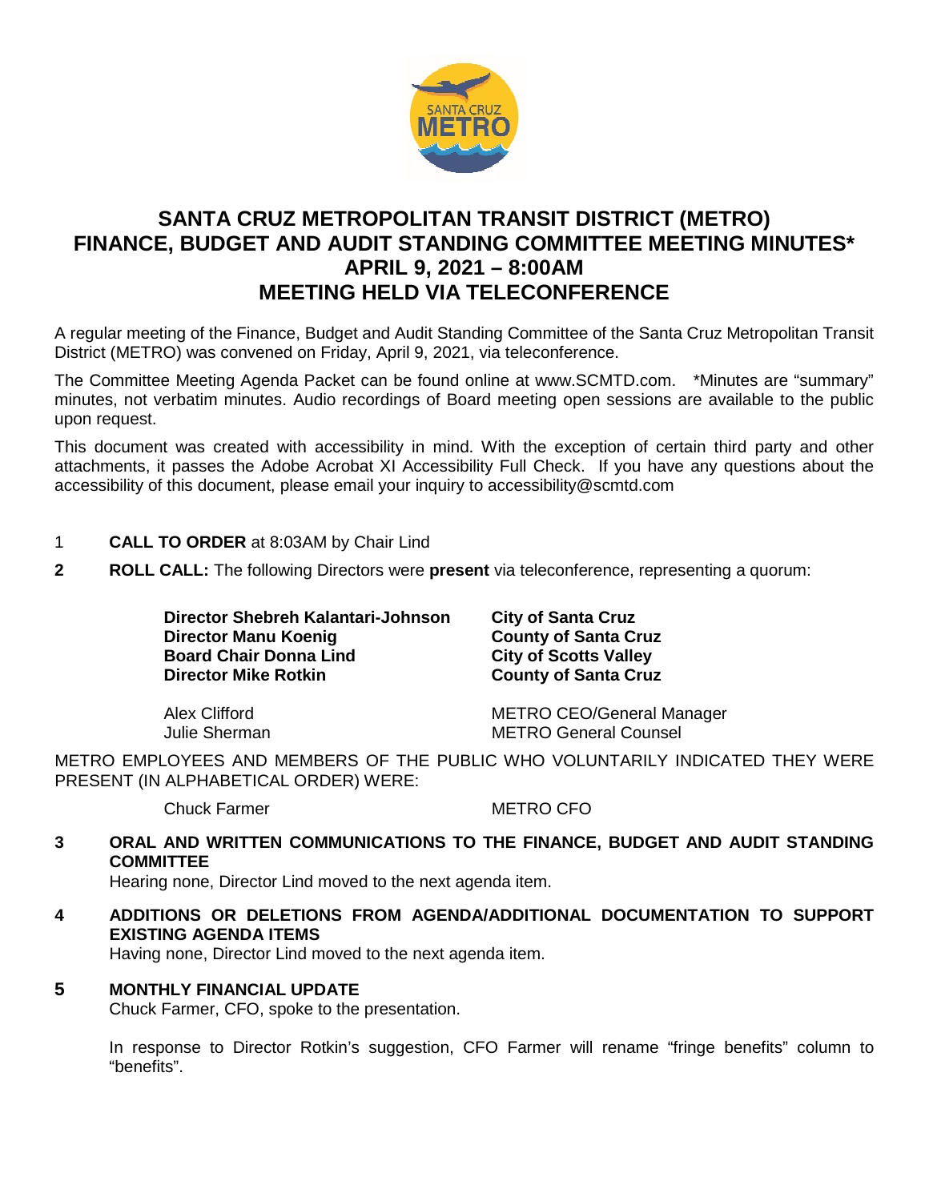# SANTA CRUZ METROPOLITAN TRANSIT DISTRICT (METRO) FINANCE, BUDGET AND AUDIT STANDING COMMITTEE MEETING MINUTES* APRIL 9, 2021 – 8:00AM MEETING HELD VIA TELECONFERENCE

A regular meeting of the Finance, Budget and Audit Standing Committee of the Santa Cruz Metropolitan Transit District (METRO) was convened on Friday, April 9, 2021, via teleconference.

The Committee Meeting Agenda Packet can be found online at www.SCMTD.com. *Minutes are "summary" minutes, not verbatim minutes. Audio recordings of Board meeting open sessions are available to the public upon request.

This document was created with accessibility in mind. With the exception of certain third party and other attachments, it passes the Adobe Acrobat XI Accessibility Full Check. If you have any questions about the accessibility of this document, please email your inquiry to accessibility@scmtd.com

1 **CALL TO ORDER** at 8:03AM by Chair Lind

**2 ROLL CALL:** The following Directors were **present** via teleconference, representing a quorum:

| | |
|---|---|
| **Director Shebreh Kalantari-Johnson** | **City of Santa Cruz** |
| **Director Manu Koenig** | **County of Santa Cruz** |
| **Board Chair Donna Lind** | **City of Scotts Valley** |
| **Director Mike Rotkin** | **County of Santa Cruz** |
| Alex Clifford | METRO CEO/General Manager |
| Julie Sherman | METRO General Counsel |

METRO EMPLOYEES AND MEMBERS OF THE PUBLIC WHO VOLUNTARILY INDICATED THEY WERE PRESENT (IN ALPHABETICAL ORDER) WERE:

| | |
|---|---|
| Chuck Farmer | METRO CFO |

**3 ORAL AND WRITTEN COMMUNICATIONS TO THE FINANCE, BUDGET AND AUDIT STANDING COMMITTEE**

Hearing none, Director Lind moved to the next agenda item.

**4 ADDITIONS OR DELETIONS FROM AGENDA/ADDITIONAL DOCUMENTATION TO SUPPORT EXISTING AGENDA ITEMS**

Having none, Director Lind moved to the next agenda item.

**5 MONTHLY FINANCIAL UPDATE**

Chuck Farmer, CFO, spoke to the presentation.

In response to Director Rotkin's suggestion, CFO Farmer will rename "fringe benefits" column to "benefits".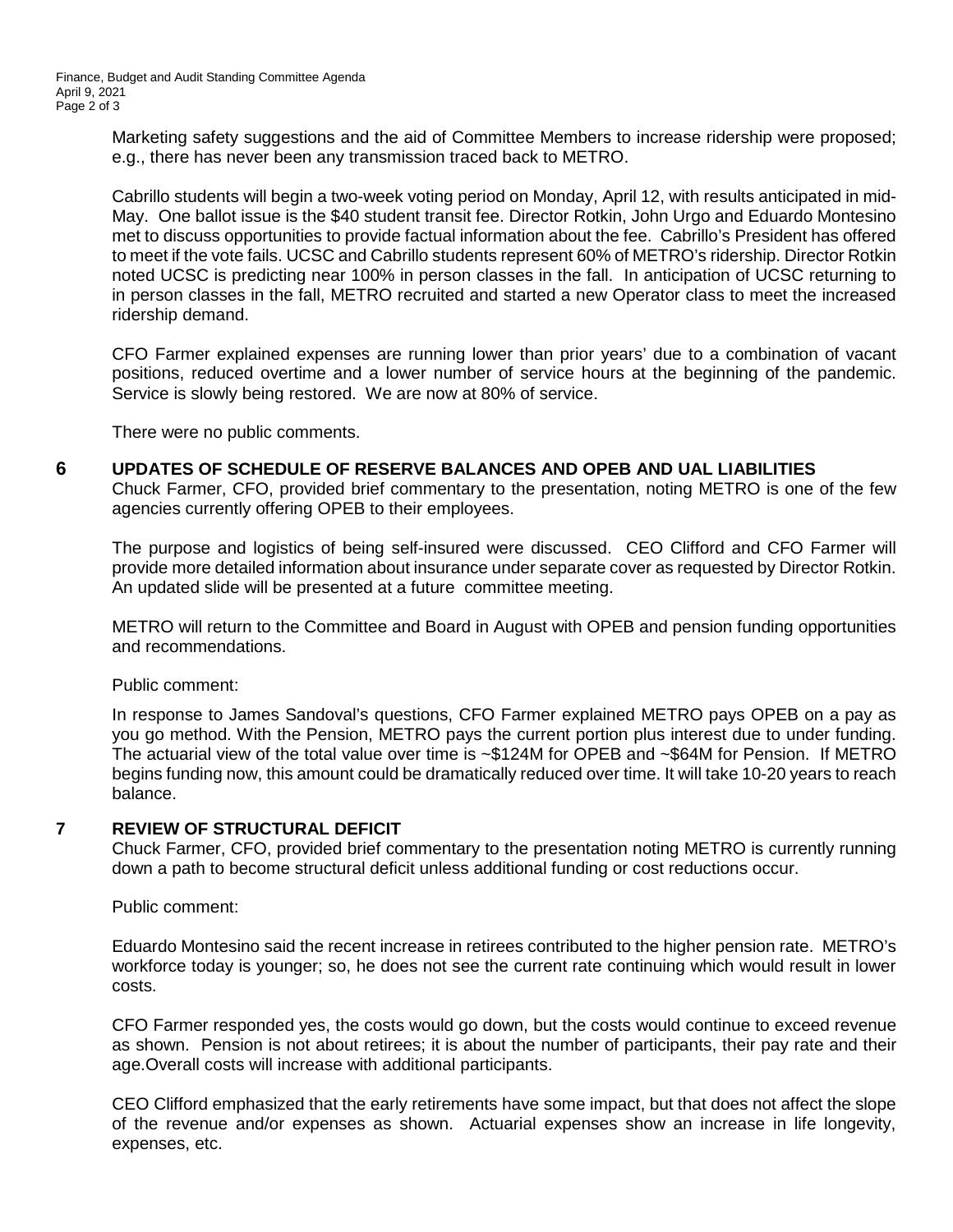Marketing safety suggestions and the aid of Committee Members to increase ridership were proposed; e.g., there has never been any transmission traced back to METRO.

Cabrillo students will begin a two-week voting period on Monday, April 12, with results anticipated in mid-May. One ballot issue is the $40 student transit fee. Director Rotkin, John Urgo and Eduardo Montesino met to discuss opportunities to provide factual information about the fee. Cabrillo's President has offered to meet if the vote fails. UCSC and Cabrillo students represent 60% of METRO's ridership. Director Rotkin noted UCSC is predicting near 100% in person classes in the fall. In anticipation of UCSC returning to in person classes in the fall, METRO recruited and started a new Operator class to meet the increased ridership demand.

CFO Farmer explained expenses are running lower than prior years' due to a combination of vacant positions, reduced overtime and a lower number of service hours at the beginning of the pandemic. Service is slowly being restored. We are now at 80% of service.

There were no public comments.

## 6 UPDATES OF SCHEDULE OF RESERVE BALANCES AND OPEB AND UAL LIABILITIES

Chuck Farmer, CFO, provided brief commentary to the presentation, noting METRO is one of the few agencies currently offering OPEB to their employees.

The purpose and logistics of being self-insured were discussed. CEO Clifford and CFO Farmer will provide more detailed information about insurance under separate cover as requested by Director Rotkin. An updated slide will be presented at a future committee meeting.

METRO will return to the Committee and Board in August with OPEB and pension funding opportunities and recommendations.

Public comment:

In response to James Sandoval's questions, CFO Farmer explained METRO pays OPEB on a pay as you go method. With the Pension, METRO pays the current portion plus interest due to under funding. The actuarial view of the total value over time is ~$124M for OPEB and ~$64M for Pension. If METRO begins funding now, this amount could be dramatically reduced over time. It will take 10-20 years to reach balance.

## 7 REVIEW OF STRUCTURAL DEFICIT

Chuck Farmer, CFO, provided brief commentary to the presentation noting METRO is currently running down a path to become structural deficit unless additional funding or cost reductions occur.

Public comment:

Eduardo Montesino said the recent increase in retirees contributed to the higher pension rate. METRO's workforce today is younger; so, he does not see the current rate continuing which would result in lower costs.

CFO Farmer responded yes, the costs would go down, but the costs would continue to exceed revenue as shown. Pension is not about retirees; it is about the number of participants, their pay rate and their age.Overall costs will increase with additional participants.

CEO Clifford emphasized that the early retirements have some impact, but that does not affect the slope of the revenue and/or expenses as shown. Actuarial expenses show an increase in life longevity, expenses, etc.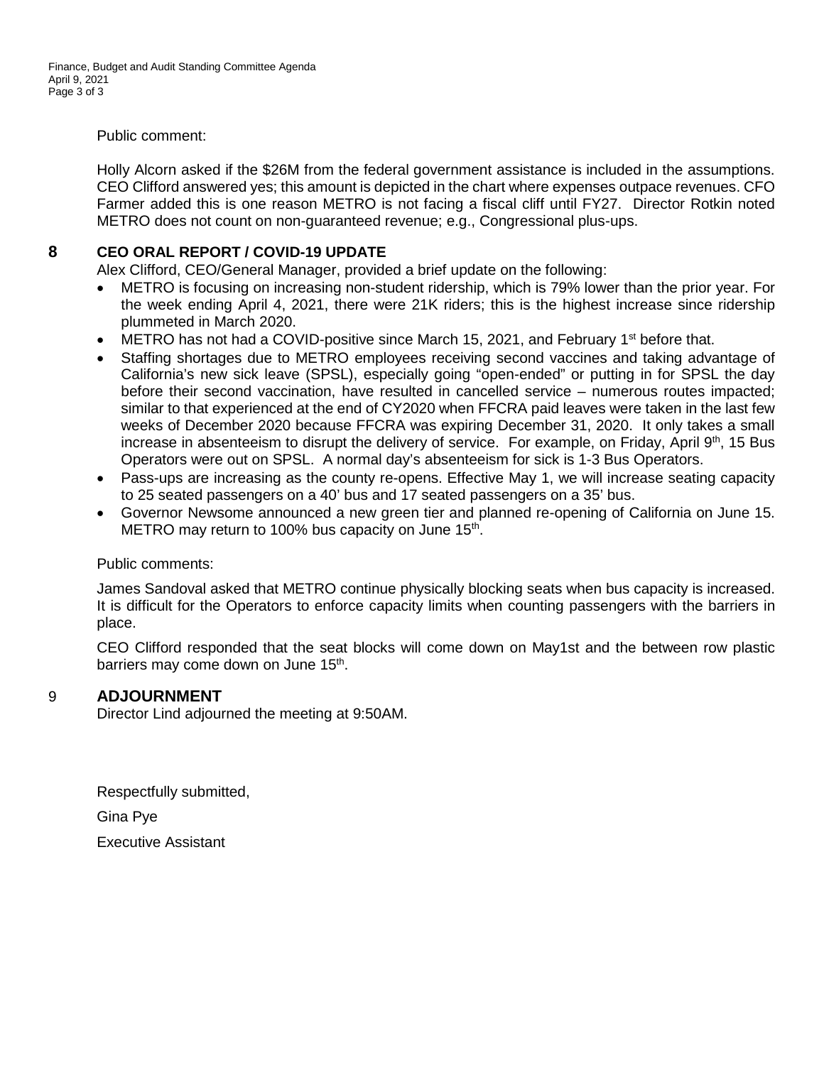Public comment:

Holly Alcorn asked if the $26M from the federal government assistance is included in the assumptions. CEO Clifford answered yes; this amount is depicted in the chart where expenses outpace revenues. CFO Farmer added this is one reason METRO is not facing a fiscal cliff until FY27. Director Rotkin noted METRO does not count on non-guaranteed revenue; e.g., Congressional plus-ups.

## 8 CEO ORAL REPORT / COVID-19 UPDATE

Alex Clifford, CEO/General Manager, provided a brief update on the following:

- METRO is focusing on increasing non-student ridership, which is 79% lower than the prior year. For the week ending April 4, 2021, there were 21K riders; this is the highest increase since ridership plummeted in March 2020.
- METRO has not had a COVID-positive since March 15, 2021, and February 1st before that.
- Staffing shortages due to METRO employees receiving second vaccines and taking advantage of California's new sick leave (SPSL), especially going "open-ended" or putting in for SPSL the day before their second vaccination, have resulted in cancelled service – numerous routes impacted; similar to that experienced at the end of CY2020 when FFCRA paid leaves were taken in the last few weeks of December 2020 because FFCRA was expiring December 31, 2020. It only takes a small increase in absenteeism to disrupt the delivery of service. For example, on Friday, April 9th, 15 Bus Operators were out on SPSL. A normal day's absenteeism for sick is 1-3 Bus Operators.
- Pass-ups are increasing as the county re-opens. Effective May 1, we will increase seating capacity to 25 seated passengers on a 40' bus and 17 seated passengers on a 35' bus.
- Governor Newsome announced a new green tier and planned re-opening of California on June 15. METRO may return to 100% bus capacity on June 15th.

Public comments:

James Sandoval asked that METRO continue physically blocking seats when bus capacity is increased. It is difficult for the Operators to enforce capacity limits when counting passengers with the barriers in place.

CEO Clifford responded that the seat blocks will come down on May1st and the between row plastic barriers may come down on June 15th.

## 9 ADJOURNMENT

Director Lind adjourned the meeting at 9:50AM.

Respectfully submitted,

Gina Pye

Executive Assistant